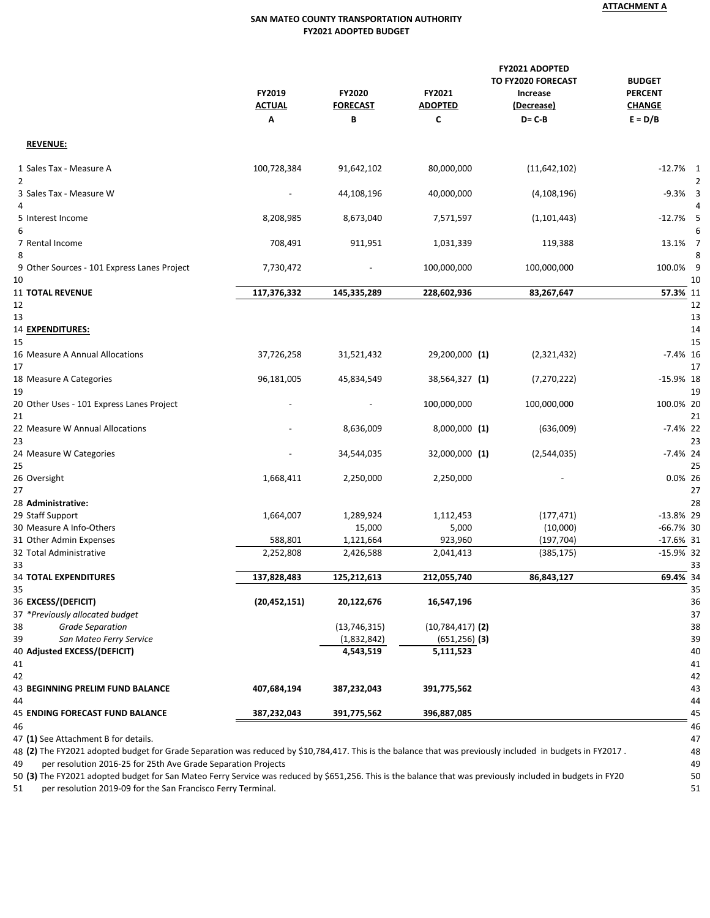**ATTACHMENT A**

# SAN MATEO COUNTY TRANSPORTATION AUTHORITY
## FY2021 ADOPTED BUDGET

| | | FY2019 ACTUAL | FY2020 FORECAST | FY2021 ADOPTED | FY2021 ADOPTED TO FY2020 FORECAST Increase (Decrease) | BUDGET PERCENT CHANGE | |
|---|---|---|---|---|---|---|---|
| | | A | B | C | D= C-B | E = D/B | |
| | **REVENUE:** | | | | | | |
| 1 | Sales Tax - Measure A | 100,728,384 | 91,642,102 | 80,000,000 | (11,642,102) | -12.7% | 1 |
| 2 | | | | | | | 2 |
| 3 | Sales Tax - Measure W | - | 44,108,196 | 40,000,000 | (4,108,196) | -9.3% | 3 |
| 4 | | | | | | | 4 |
| 5 | Interest Income | 8,208,985 | 8,673,040 | 7,571,597 | (1,101,443) | -12.7% | 5 |
| 6 | | | | | | | 6 |
| 7 | Rental Income | 708,491 | 911,951 | 1,031,339 | 119,388 | 13.1% | 7 |
| 8 | | | | | | | 8 |
| 9 | Other Sources - 101 Express Lanes Project | 7,730,472 | - | 100,000,000 | 100,000,000 | 100.0% | 9 |
| 10 | | | | | | | 10 |
| 11 | **TOTAL REVENUE** | **117,376,332** | **145,335,289** | **228,602,936** | **83,267,647** | **57.3%** | 11 |
| 12 | | | | | | | 12 |
| 13 | | | | | | | 13 |
| 14 | **EXPENDITURES:** | | | | | | 14 |
| 15 | | | | | | | 15 |
| 16 | Measure A Annual Allocations | 37,726,258 | 31,521,432 | 29,200,000 **(1)** | (2,321,432) | -7.4% | 16 |
| 17 | | | | | | | 17 |
| 18 | Measure A Categories | 96,181,005 | 45,834,549 | 38,564,327 **(1)** | (7,270,222) | -15.9% | 18 |
| 19 | | | | | | | 19 |
| 20 | Other Uses - 101 Express Lanes Project | - | - | 100,000,000 | 100,000,000 | 100.0% | 20 |
| 21 | | | | | | | 21 |
| 22 | Measure W Annual Allocations | - | 8,636,009 | 8,000,000 **(1)** | (636,009) | -7.4% | 22 |
| 23 | | | | | | | 23 |
| 24 | Measure W Categories | - | 34,544,035 | 32,000,000 **(1)** | (2,544,035) | -7.4% | 24 |
| 25 | | | | | | | 25 |
| 26 | Oversight | 1,668,411 | 2,250,000 | 2,250,000 | - | 0.0% | 26 |
| 27 | | | | | | | 27 |
| 28 | **Administrative:** | | | | | | 28 |
| 29 | Staff Support | 1,664,007 | 1,289,924 | 1,112,453 | (177,471) | -13.8% | 29 |
| 30 | Measure A Info-Others | | 15,000 | 5,000 | (10,000) | -66.7% | 30 |
| 31 | Other Admin Expenses | 588,801 | 1,121,664 | 923,960 | (197,704) | -17.6% | 31 |
| 32 | Total Administrative | 2,252,808 | 2,426,588 | 2,041,413 | (385,175) | -15.9% | 32 |
| 33 | | | | | | | 33 |
| 34 | **TOTAL EXPENDITURES** | **137,828,483** | **125,212,613** | **212,055,740** | **86,843,127** | **69.4%** | 34 |
| 35 | | | | | | | 35 |
| 36 | **EXCESS/(DEFICIT)** | **(20,452,151)** | **20,122,676** | **16,547,196** | | | 36 |
| 37 | *\*Previously allocated budget* | | | | | | 37 |
| 38 | *Grade Separation* | | (13,746,315) | (10,784,417) **(2)** | | | 38 |
| 39 | *San Mateo Ferry Service* | | (1,832,842) | (651,256) **(3)** | | | 39 |
| 40 | **Adjusted EXCESS/(DEFICIT)** | | **4,543,519** | **5,111,523** | | | 40 |
| 41 | | | | | | | 41 |
| 42 | | | | | | | 42 |
| 43 | **BEGINNING PRELIM FUND BALANCE** | **407,684,194** | **387,232,043** | **391,775,562** | | | 43 |
| 44 | | | | | | | 44 |
| 45 | **ENDING FORECAST FUND BALANCE** | **387,232,043** | **391,775,562** | **396,887,085** | | | 45 |
| 46 | | | | | | | 46 |

47 **(1)** See Attachment B for details.

48 **(2)** The FY2021 adopted budget for Grade Separation was reduced by $10,784,417. This is the balance that was previously included in budgets in FY2017 .
49 per resolution 2016-25 for 25th Ave Grade Separation Projects

50 **(3)** The FY2021 adopted budget for San Mateo Ferry Service was reduced by $651,256. This is the balance that was previously included in budgets in FY20
51 per resolution 2019-09 for the San Francisco Ferry Terminal.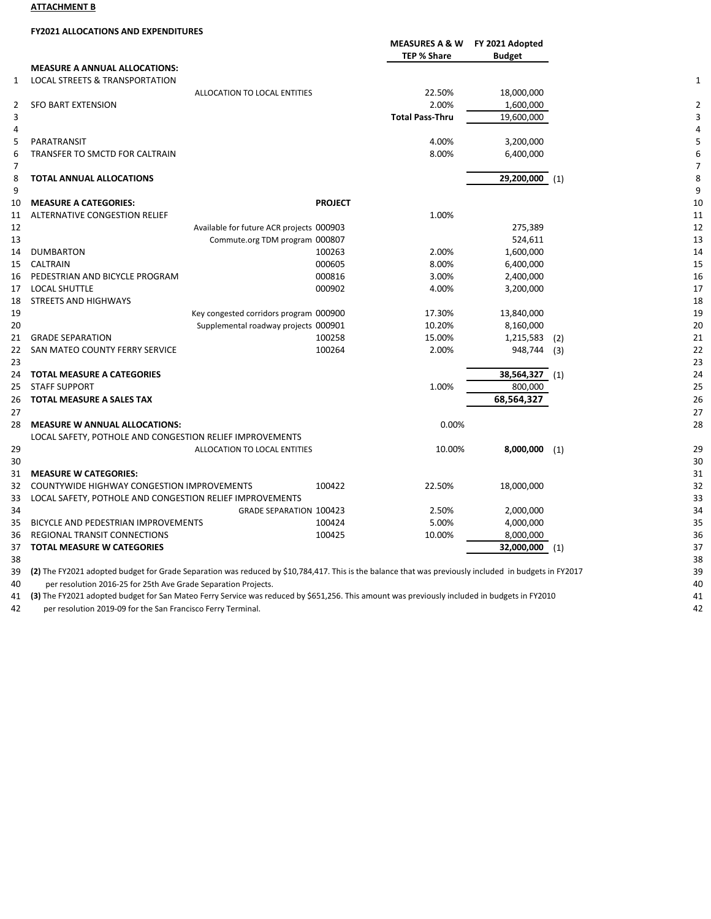**ATTACHMENT B**

**FY2021 ALLOCATIONS AND EXPENDITURES**

| Line | Description | | Project | MEASURES A & W TEP % Share | FY 2021 Adopted Budget | Note |
|---|---|---|---|---|---|---|
| | **MEASURE A ANNUAL ALLOCATIONS:** | | | | | |
| 1 | LOCAL STREETS & TRANSPORTATION | | | | | |
| | | ALLOCATION TO LOCAL ENTITIES | | 22.50% | 18,000,000 | |
| 2 | SFO BART EXTENSION | | | 2.00% | 1,600,000 | |
| 3 | | | | **Total Pass-Thru** | 19,600,000 | |
| 4 | | | | | | |
| 5 | PARATRANSIT | | | 4.00% | 3,200,000 | |
| 6 | TRANSFER TO SMCTD FOR CALTRAIN | | | 8.00% | 6,400,000 | |
| 7 | | | | | | |
| 8 | **TOTAL ANNUAL ALLOCATIONS** | | | | **29,200,000** | (1) |
| 9 | | | | | | |
| 10 | **MEASURE A CATEGORIES:** | | **PROJECT** | | | |
| 11 | ALTERNATIVE CONGESTION RELIEF | | | 1.00% | | |
| 12 | | Available for future ACR projects | 000903 | | 275,389 | |
| 13 | | Commute.org TDM program | 000807 | | 524,611 | |
| 14 | DUMBARTON | | 100263 | 2.00% | 1,600,000 | |
| 15 | CALTRAIN | | 000605 | 8.00% | 6,400,000 | |
| 16 | PEDESTRIAN AND BICYCLE PROGRAM | | 000816 | 3.00% | 2,400,000 | |
| 17 | LOCAL SHUTTLE | | 000902 | 4.00% | 3,200,000 | |
| 18 | STREETS AND HIGHWAYS | | | | | |
| 19 | | Key congested corridors program | 000900 | 17.30% | 13,840,000 | |
| 20 | | Supplemental roadway projects | 000901 | 10.20% | 8,160,000 | |
| 21 | GRADE SEPARATION | | 100258 | 15.00% | 1,215,583 | (2) |
| 22 | SAN MATEO COUNTY FERRY SERVICE | | 100264 | 2.00% | 948,744 | (3) |
| 23 | | | | | | |
| 24 | **TOTAL MEASURE A CATEGORIES** | | | | **38,564,327** | (1) |
| 25 | STAFF SUPPORT | | | 1.00% | 800,000 | |
| 26 | **TOTAL MEASURE A SALES TAX** | | | | **68,564,327** | |
| 27 | | | | | | |
| 28 | **MEASURE W ANNUAL ALLOCATIONS:** | | | 0.00% | | |
| | LOCAL SAFETY, POTHOLE AND CONGESTION RELIEF IMPROVEMENTS | | | | | |
| 29 | | ALLOCATION TO LOCAL ENTITIES | | 10.00% | **8,000,000** | (1) |
| 30 | | | | | | |
| 31 | **MEASURE W CATEGORIES:** | | | | | |
| 32 | COUNTYWIDE HIGHWAY CONGESTION IMPROVEMENTS | | 100422 | 22.50% | 18,000,000 | |
| 33 | LOCAL SAFETY, POTHOLE AND CONGESTION RELIEF IMPROVEMENTS | | | | | |
| 34 | | GRADE SEPARATION | 100423 | 2.50% | 2,000,000 | |
| 35 | BICYCLE AND PEDESTRIAN IMPROVEMENTS | | 100424 | 5.00% | 4,000,000 | |
| 36 | REGIONAL TRANSIT CONNECTIONS | | 100425 | 10.00% | 8,000,000 | |
| 37 | **TOTAL MEASURE W CATEGORIES** | | | | **32,000,000** | (1) |

**(2)** The FY2021 adopted budget for Grade Separation was reduced by $10,784,417. This is the balance that was previously included in budgets in FY2017 per resolution 2016-25 for 25th Ave Grade Separation Projects.

**(3)** The FY2021 adopted budget for San Mateo Ferry Service was reduced by $651,256. This amount was previously included in budgets in FY2010 per resolution 2019-09 for the San Francisco Ferry Terminal.